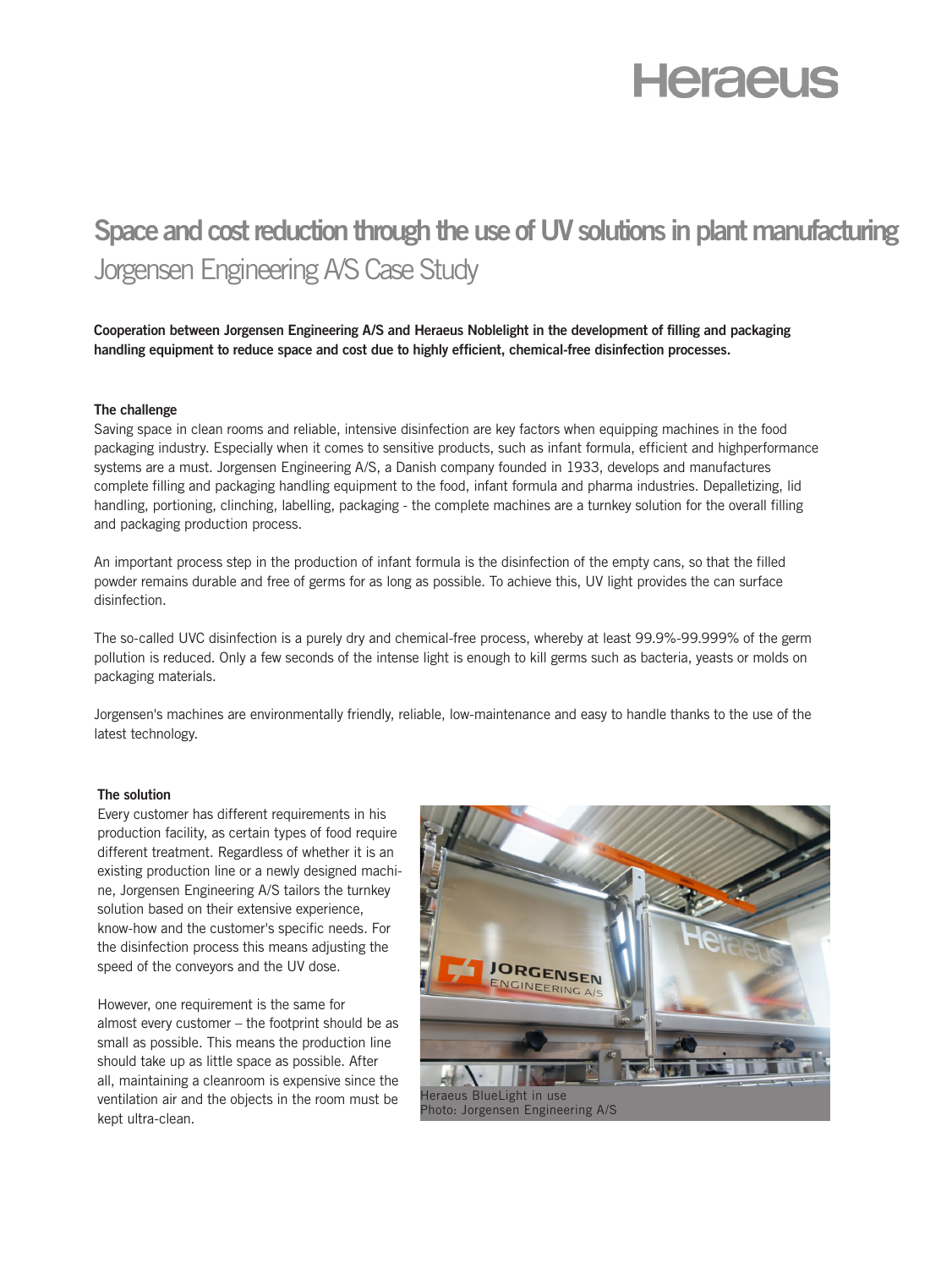Heraeus

# Space and cost reduction through the use of UV solutions in plant manufacturing

## Jorgensen Engineering A/S Case Study

**Cooperation between Jorgensen Engineering A/S and Heraeus Noblelight in the development of filling and packaging handling equipment to reduce space and cost due to highly efficient, chemical-free disinfection processes.**

### The challenge

Saving space in clean rooms and reliable, intensive disinfection are key factors when equipping machines in the food packaging industry. Especially when it comes to sensitive products, such as infant formula, efficient and highperformance systems are a must. Jorgensen Engineering A/S, a Danish company founded in 1933, develops and manufactures complete filling and packaging handling equipment to the food, infant formula and pharma industries. Depalletizing, lid handling, portioning, clinching, labelling, packaging - the complete machines are a turnkey solution for the overall filling and packaging production process.

An important process step in the production of infant formula is the disinfection of the empty cans, so that the filled powder remains durable and free of germs for as long as possible. To achieve this, UV light provides the can surface disinfection.

The so-called UVC disinfection is a purely dry and chemical-free process, whereby at least 99.9%-99.999% of the germ pollution is reduced. Only a few seconds of the intense light is enough to kill germs such as bacteria, yeasts or molds on packaging materials.

Jorgensen's machines are environmentally friendly, reliable, low-maintenance and easy to handle thanks to the use of the latest technology.

### The solution

Every customer has different requirements in his production facility, as certain types of food require different treatment. Regardless of whether it is an existing production line or a newly designed machine, Jorgensen Engineering A/S tailors the turnkey solution based on their extensive experience, know-how and the customer's specific needs. For the disinfection process this means adjusting the speed of the conveyors and the UV dose.

However, one requirement is the same for almost every customer – the footprint should be as small as possible. This means the production line should take up as little space as possible. After all, maintaining a cleanroom is expensive since the ventilation air and the objects in the room must be kept ultra-clean.

Heraeus BlueLight in use
Photo: Jorgensen Engineering A/S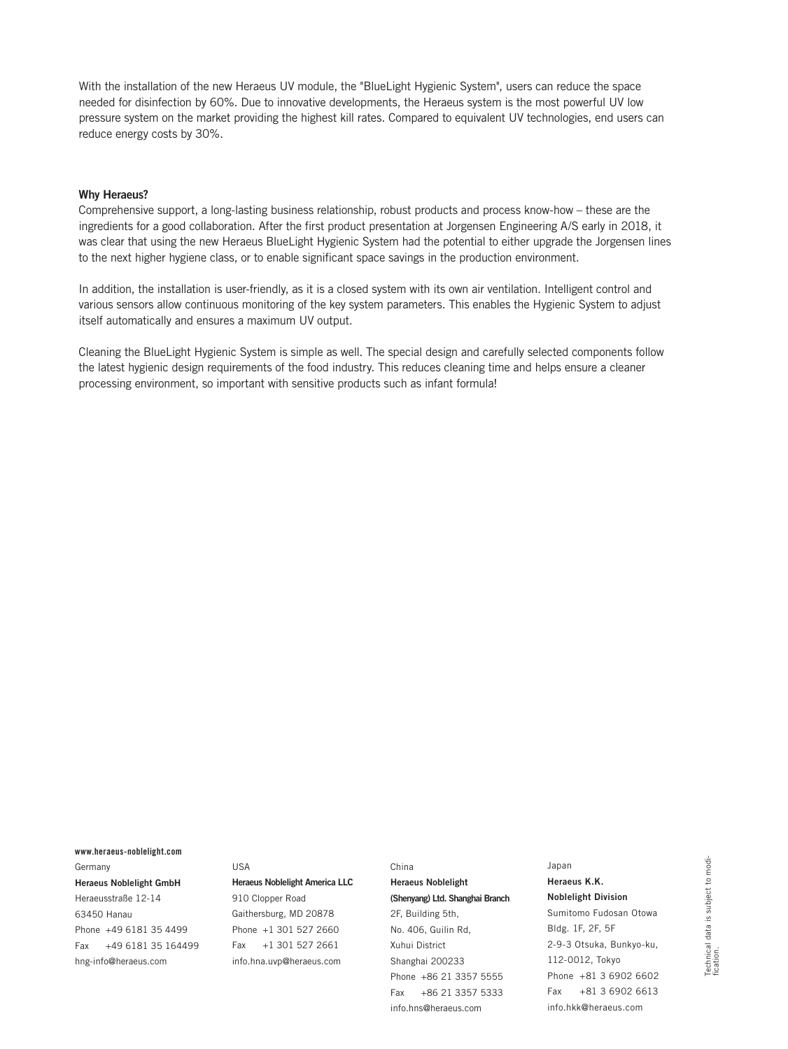With the installation of the new Heraeus UV module, the "BlueLight Hygienic System", users can reduce the space needed for disinfection by 60%. Due to innovative developments, the Heraeus system is the most powerful UV low pressure system on the market providing the highest kill rates. Compared to equivalent UV technologies, end users can reduce energy costs by 30%.

**Why Heraeus?**

Comprehensive support, a long-lasting business relationship, robust products and process know-how – these are the ingredients for a good collaboration. After the first product presentation at Jorgensen Engineering A/S early in 2018, it was clear that using the new Heraeus BlueLight Hygienic System had the potential to either upgrade the Jorgensen lines to the next higher hygiene class, or to enable significant space savings in the production environment.

In addition, the installation is user-friendly, as it is a closed system with its own air ventilation. Intelligent control and various sensors allow continuous monitoring of the key system parameters. This enables the Hygienic System to adjust itself automatically and ensures a maximum UV output.

Cleaning the BlueLight Hygienic System is simple as well. The special design and carefully selected components follow the latest hygienic design requirements of the food industry. This reduces cleaning time and helps ensure a cleaner processing environment, so important with sensitive products such as infant formula!

**www.heraeus-noblelight.com**

Germany
**Heraeus Noblelight GmbH**
Heraeusstraße 12-14
63450 Hanau
Phone +49 6181 35 4499
Fax +49 6181 35 164499
hng-info@heraeus.com

USA
**Heraeus Noblelight America LLC**
910 Clopper Road
Gaithersburg, MD 20878
Phone +1 301 527 2660
Fax +1 301 527 2661
info.hna.uvp@heraeus.com

China
**Heraeus Noblelight (Shenyang) Ltd. Shanghai Branch**
2F, Building 5th,
No. 406, Guilin Rd,
Xuhui District
Shanghai 200233
Phone +86 21 3357 5555
Fax +86 21 3357 5333
info.hns@heraeus.com

Japan
**Heraeus K.K.**
**Noblelight Division**
Sumitomo Fudosan Otowa Bldg. 1F, 2F, 5F
2-9-3 Otsuka, Bunkyo-ku,
112-0012, Tokyo
Phone +81 3 6902 6602
Fax +81 3 6902 6613
info.hkk@heraeus.com

Technical data is subject to modification.